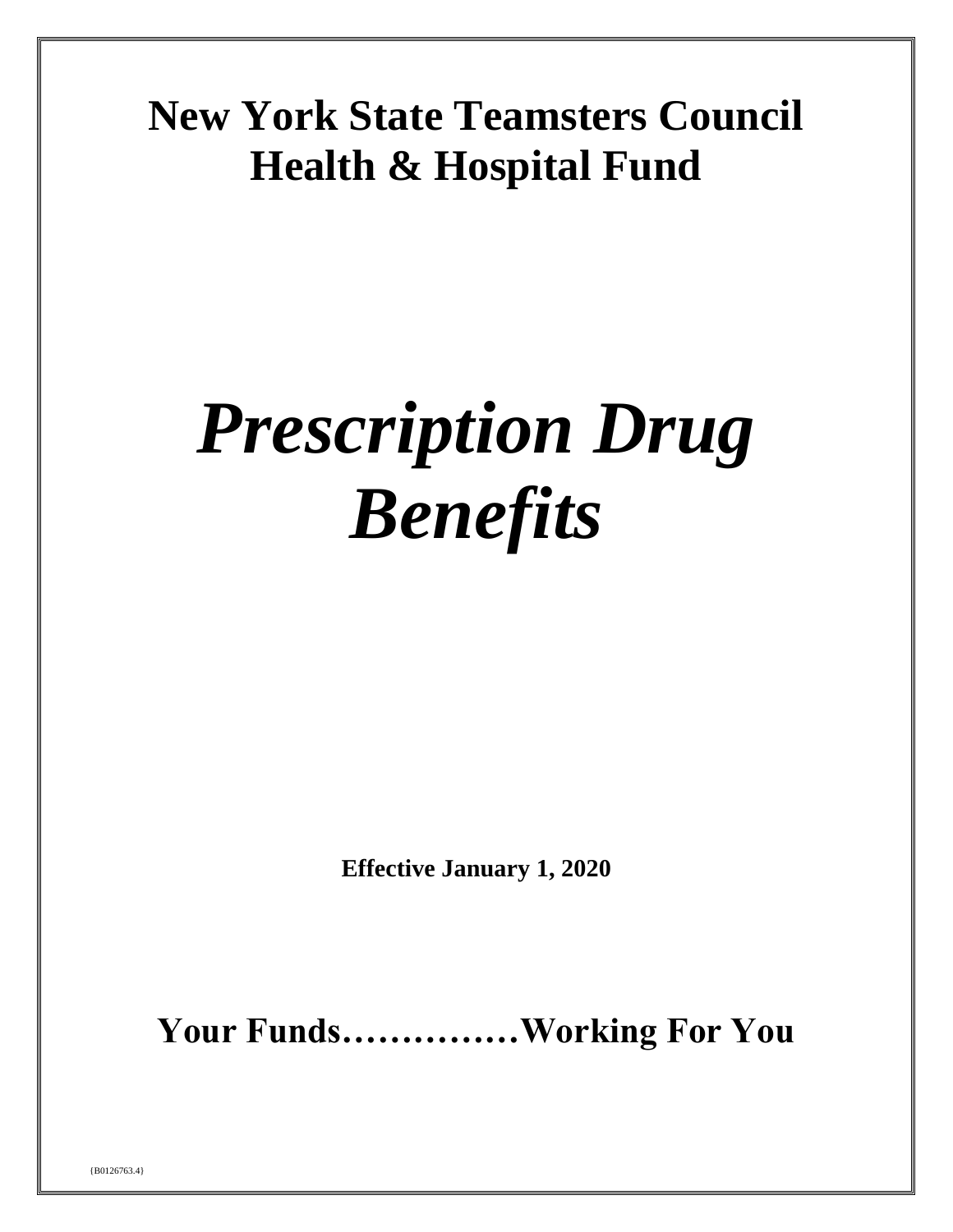# New York State Teamsters Council Health & Hospital Fund

# ***Prescription Drug Benefits***

**Effective January 1, 2020**

**Your Funds……………Working For You**

{B0126763.4}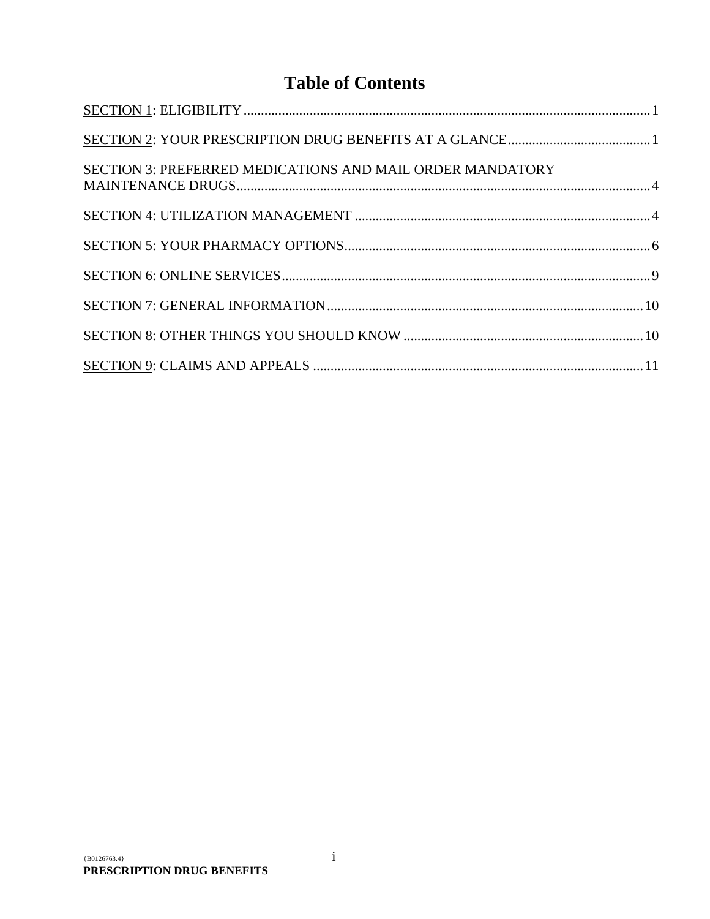# Table of Contents

SECTION 1: ELIGIBILITY .................................................................................................................... 1

SECTION 2: YOUR PRESCRIPTION DRUG BENEFITS AT A GLANCE......................................... 1

SECTION 3: PREFERRED MEDICATIONS AND MAIL ORDER MANDATORY MAINTENANCE DRUGS....................................................................................................................... 4

SECTION 4: UTILIZATION MANAGEMENT .................................................................................... 4

SECTION 5: YOUR PHARMACY OPTIONS........................................................................................ 6

SECTION 6: ONLINE SERVICES.......................................................................................................... 9

SECTION 7: GENERAL INFORMATION........................................................................................... 10

SECTION 8: OTHER THINGS YOU SHOULD KNOW .................................................................... 10

SECTION 9: CLAIMS AND APPEALS ............................................................................................... 11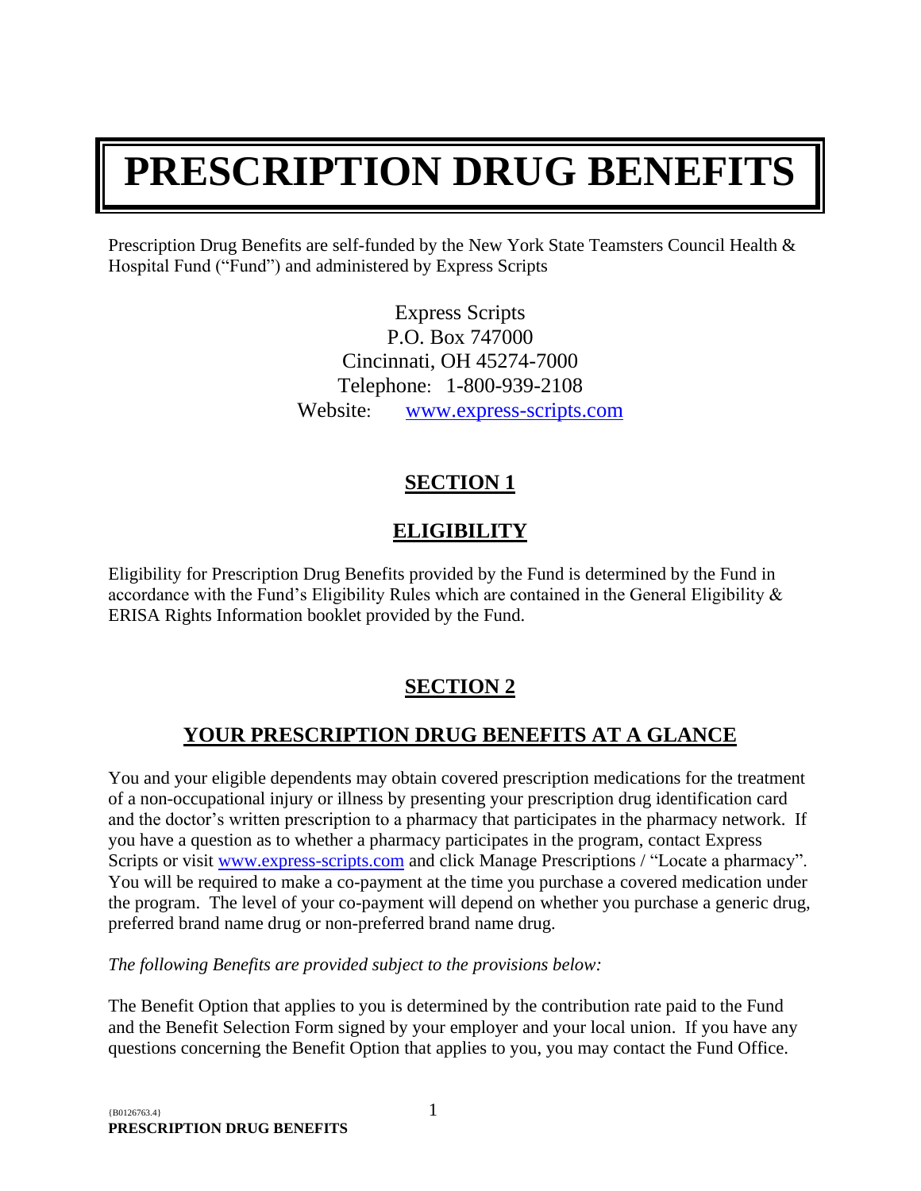# PRESCRIPTION DRUG BENEFITS

Prescription Drug Benefits are self-funded by the New York State Teamsters Council Health & Hospital Fund ("Fund") and administered by Express Scripts

Express Scripts
P.O. Box 747000
Cincinnati, OH 45274-7000
Telephone: 1-800-939-2108
Website: www.express-scripts.com

## SECTION 1

## ELIGIBILITY

Eligibility for Prescription Drug Benefits provided by the Fund is determined by the Fund in accordance with the Fund's Eligibility Rules which are contained in the General Eligibility & ERISA Rights Information booklet provided by the Fund.

## SECTION 2

## YOUR PRESCRIPTION DRUG BENEFITS AT A GLANCE

You and your eligible dependents may obtain covered prescription medications for the treatment of a non-occupational injury or illness by presenting your prescription drug identification card and the doctor's written prescription to a pharmacy that participates in the pharmacy network. If you have a question as to whether a pharmacy participates in the program, contact Express Scripts or visit www.express-scripts.com and click Manage Prescriptions / "Locate a pharmacy". You will be required to make a co-payment at the time you purchase a covered medication under the program. The level of your co-payment will depend on whether you purchase a generic drug, preferred brand name drug or non-preferred brand name drug.

*The following Benefits are provided subject to the provisions below:*

The Benefit Option that applies to you is determined by the contribution rate paid to the Fund and the Benefit Selection Form signed by your employer and your local union. If you have any questions concerning the Benefit Option that applies to you, you may contact the Fund Office.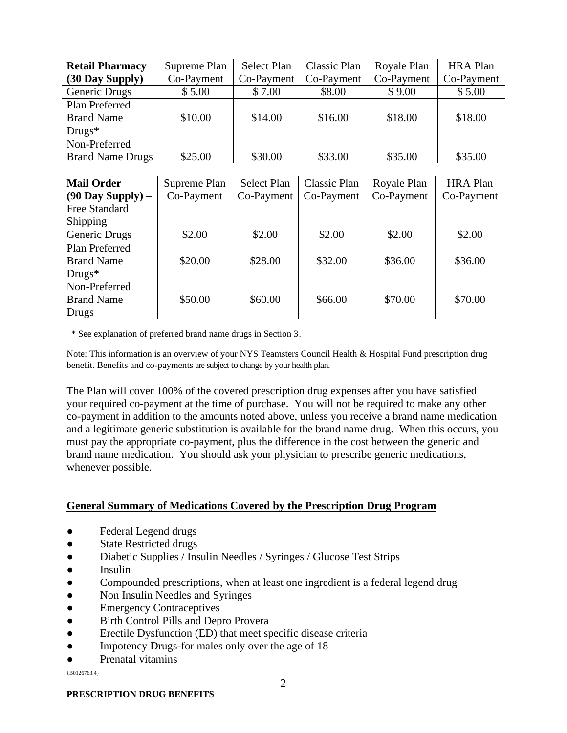| **Retail Pharmacy (30 Day Supply)** | Supreme Plan Co-Payment | Select Plan Co-Payment | Classic Plan Co-Payment | Royale Plan Co-Payment | HRA Plan Co-Payment |
|---|---|---|---|---|---|
| Generic Drugs | $ 5.00 | $ 7.00 | $8.00 | $ 9.00 | $ 5.00 |
| Plan Preferred Brand Name Drugs* | $10.00 | $14.00 | $16.00 | $18.00 | $18.00 |
| Non-Preferred Brand Name Drugs | $25.00 | $30.00 | $33.00 | $35.00 | $35.00 |

| **Mail Order (90 Day Supply) –** Free Standard Shipping | Supreme Plan Co-Payment | Select Plan Co-Payment | Classic Plan Co-Payment | Royale Plan Co-Payment | HRA Plan Co-Payment |
|---|---|---|---|---|---|
| Generic Drugs | $2.00 | $2.00 | $2.00 | $2.00 | $2.00 |
| Plan Preferred Brand Name Drugs* | $20.00 | $28.00 | $32.00 | $36.00 | $36.00 |
| Non-Preferred Brand Name Drugs | $50.00 | $60.00 | $66.00 | $70.00 | $70.00 |

\* See explanation of preferred brand name drugs in Section 3.

Note: This information is an overview of your NYS Teamsters Council Health & Hospital Fund prescription drug benefit. Benefits and co-payments are subject to change by your health plan.

The Plan will cover 100% of the covered prescription drug expenses after you have satisfied your required co-payment at the time of purchase. You will not be required to make any other co-payment in addition to the amounts noted above, unless you receive a brand name medication and a legitimate generic substitution is available for the brand name drug. When this occurs, you must pay the appropriate co-payment, plus the difference in the cost between the generic and brand name medication. You should ask your physician to prescribe generic medications, whenever possible.

**General Summary of Medications Covered by the Prescription Drug Program**

- Federal Legend drugs
- State Restricted drugs
- Diabetic Supplies / Insulin Needles / Syringes / Glucose Test Strips
- Insulin
- Compounded prescriptions, when at least one ingredient is a federal legend drug
- Non Insulin Needles and Syringes
- Emergency Contraceptives
- Birth Control Pills and Depro Provera
- Erectile Dysfunction (ED) that meet specific disease criteria
- Impotency Drugs-for males only over the age of 18
- Prenatal vitamins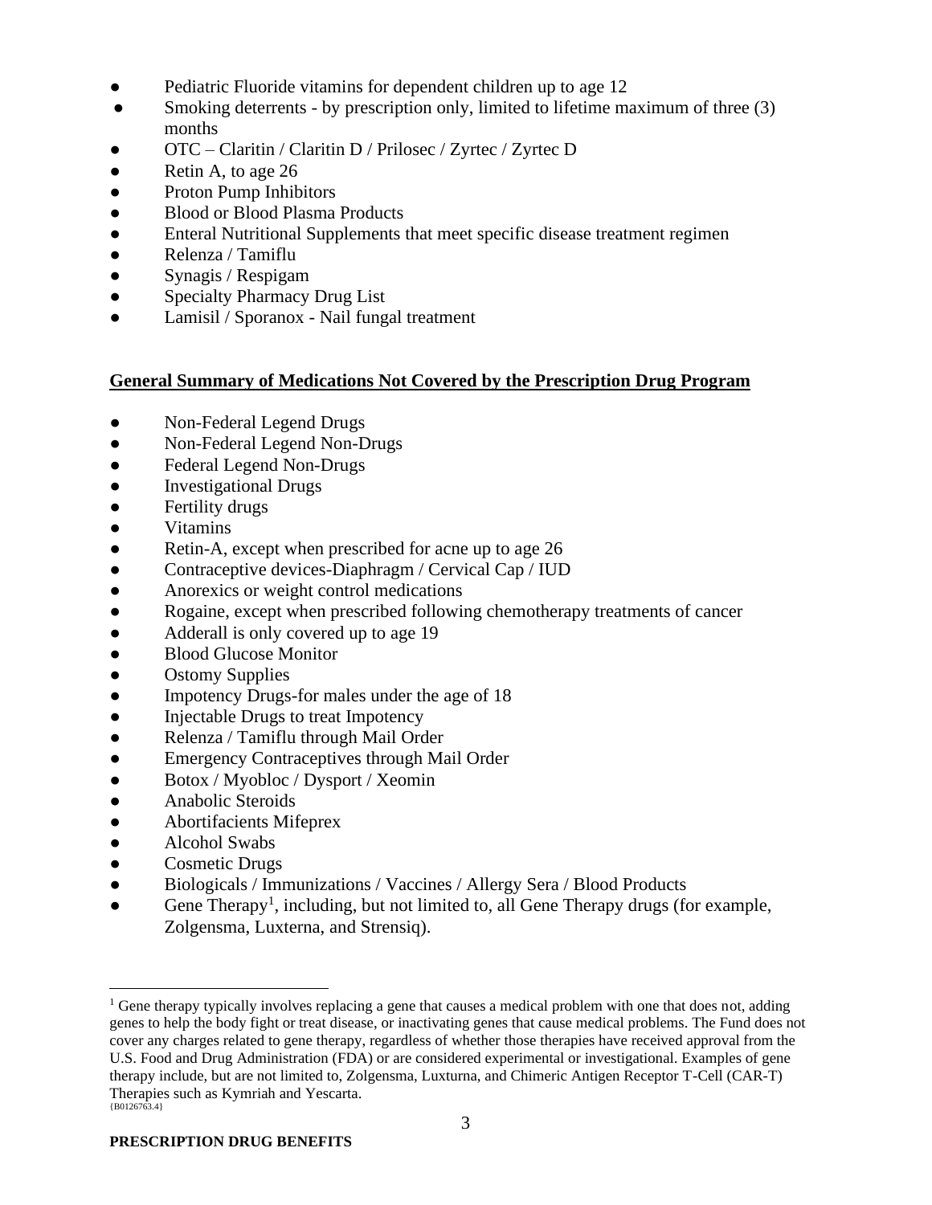- Pediatric Fluoride vitamins for dependent children up to age 12
- Smoking deterrents - by prescription only, limited to lifetime maximum of three (3) months
- OTC – Claritin / Claritin D / Prilosec / Zyrtec / Zyrtec D
- Retin A, to age 26
- Proton Pump Inhibitors
- Blood or Blood Plasma Products
- Enteral Nutritional Supplements that meet specific disease treatment regimen
- Relenza / Tamiflu
- Synagis / Respigam
- Specialty Pharmacy Drug List
- Lamisil / Sporanox - Nail fungal treatment

**General Summary of Medications Not Covered by the Prescription Drug Program**

- Non-Federal Legend Drugs
- Non-Federal Legend Non-Drugs
- Federal Legend Non-Drugs
- Investigational Drugs
- Fertility drugs
- Vitamins
- Retin-A, except when prescribed for acne up to age 26
- Contraceptive devices-Diaphragm / Cervical Cap / IUD
- Anorexics or weight control medications
- Rogaine, except when prescribed following chemotherapy treatments of cancer
- Adderall is only covered up to age 19
- Blood Glucose Monitor
- Ostomy Supplies
- Impotency Drugs-for males under the age of 18
- Injectable Drugs to treat Impotency
- Relenza / Tamiflu through Mail Order
- Emergency Contraceptives through Mail Order
- Botox / Myobloc / Dysport / Xeomin
- Anabolic Steroids
- Abortifacients Mifeprex
- Alcohol Swabs
- Cosmetic Drugs
- Biologicals / Immunizations / Vaccines / Allergy Sera / Blood Products
- Gene Therapy[1], including, but not limited to, all Gene Therapy drugs (for example, Zolgensma, Luxterna, and Strensiq).

[1] Gene therapy typically involves replacing a gene that causes a medical problem with one that does not, adding genes to help the body fight or treat disease, or inactivating genes that cause medical problems. The Fund does not cover any charges related to gene therapy, regardless of whether those therapies have received approval from the U.S. Food and Drug Administration (FDA) or are considered experimental or investigational. Examples of gene therapy include, but are not limited to, Zolgensma, Luxturna, and Chimeric Antigen Receptor T-Cell (CAR-T) Therapies such as Kymriah and Yescarta.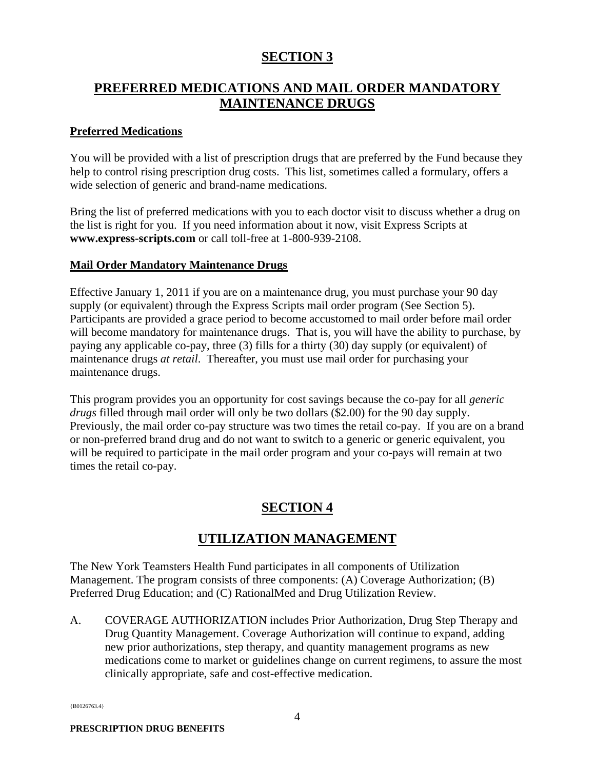# SECTION 3

# PREFERRED MEDICATIONS AND MAIL ORDER MANDATORY MAINTENANCE DRUGS

## Preferred Medications

You will be provided with a list of prescription drugs that are preferred by the Fund because they help to control rising prescription drug costs. This list, sometimes called a formulary, offers a wide selection of generic and brand-name medications.

Bring the list of preferred medications with you to each doctor visit to discuss whether a drug on the list is right for you. If you need information about it now, visit Express Scripts at **www.express-scripts.com** or call toll-free at 1-800-939-2108.

## Mail Order Mandatory Maintenance Drugs

Effective January 1, 2011 if you are on a maintenance drug, you must purchase your 90 day supply (or equivalent) through the Express Scripts mail order program (See Section 5). Participants are provided a grace period to become accustomed to mail order before mail order will become mandatory for maintenance drugs. That is, you will have the ability to purchase, by paying any applicable co-pay, three (3) fills for a thirty (30) day supply (or equivalent) of maintenance drugs *at retail*. Thereafter, you must use mail order for purchasing your maintenance drugs.

This program provides you an opportunity for cost savings because the co-pay for all *generic drugs* filled through mail order will only be two dollars ($2.00) for the 90 day supply. Previously, the mail order co-pay structure was two times the retail co-pay. If you are on a brand or non-preferred brand drug and do not want to switch to a generic or generic equivalent, you will be required to participate in the mail order program and your co-pays will remain at two times the retail co-pay.

# SECTION 4

# UTILIZATION MANAGEMENT

The New York Teamsters Health Fund participates in all components of Utilization Management. The program consists of three components: (A) Coverage Authorization; (B) Preferred Drug Education; and (C) RationalMed and Drug Utilization Review.

A. COVERAGE AUTHORIZATION includes Prior Authorization, Drug Step Therapy and Drug Quantity Management. Coverage Authorization will continue to expand, adding new prior authorizations, step therapy, and quantity management programs as new medications come to market or guidelines change on current regimens, to assure the most clinically appropriate, safe and cost-effective medication.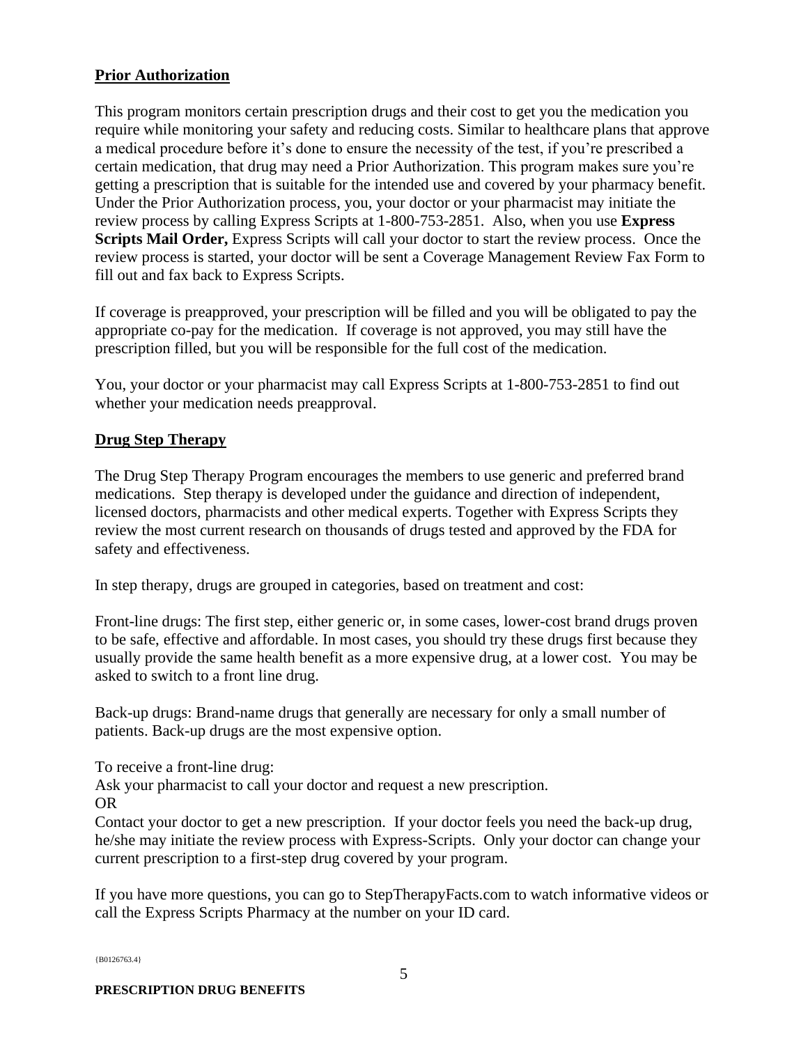## Prior Authorization

This program monitors certain prescription drugs and their cost to get you the medication you require while monitoring your safety and reducing costs. Similar to healthcare plans that approve a medical procedure before it's done to ensure the necessity of the test, if you're prescribed a certain medication, that drug may need a Prior Authorization. This program makes sure you're getting a prescription that is suitable for the intended use and covered by your pharmacy benefit. Under the Prior Authorization process, you, your doctor or your pharmacist may initiate the review process by calling Express Scripts at 1-800-753-2851. Also, when you use **Express Scripts Mail Order,** Express Scripts will call your doctor to start the review process. Once the review process is started, your doctor will be sent a Coverage Management Review Fax Form to fill out and fax back to Express Scripts.

If coverage is preapproved, your prescription will be filled and you will be obligated to pay the appropriate co-pay for the medication. If coverage is not approved, you may still have the prescription filled, but you will be responsible for the full cost of the medication.

You, your doctor or your pharmacist may call Express Scripts at 1-800-753-2851 to find out whether your medication needs preapproval.

## Drug Step Therapy

The Drug Step Therapy Program encourages the members to use generic and preferred brand medications. Step therapy is developed under the guidance and direction of independent, licensed doctors, pharmacists and other medical experts. Together with Express Scripts they review the most current research on thousands of drugs tested and approved by the FDA for safety and effectiveness.

In step therapy, drugs are grouped in categories, based on treatment and cost:

Front-line drugs: The first step, either generic or, in some cases, lower-cost brand drugs proven to be safe, effective and affordable. In most cases, you should try these drugs first because they usually provide the same health benefit as a more expensive drug, at a lower cost. You may be asked to switch to a front line drug.

Back-up drugs: Brand-name drugs that generally are necessary for only a small number of patients. Back-up drugs are the most expensive option.

To receive a front-line drug:
Ask your pharmacist to call your doctor and request a new prescription.
OR
Contact your doctor to get a new prescription. If your doctor feels you need the back-up drug, he/she may initiate the review process with Express-Scripts. Only your doctor can change your current prescription to a first-step drug covered by your program.

If you have more questions, you can go to StepTherapyFacts.com to watch informative videos or call the Express Scripts Pharmacy at the number on your ID card.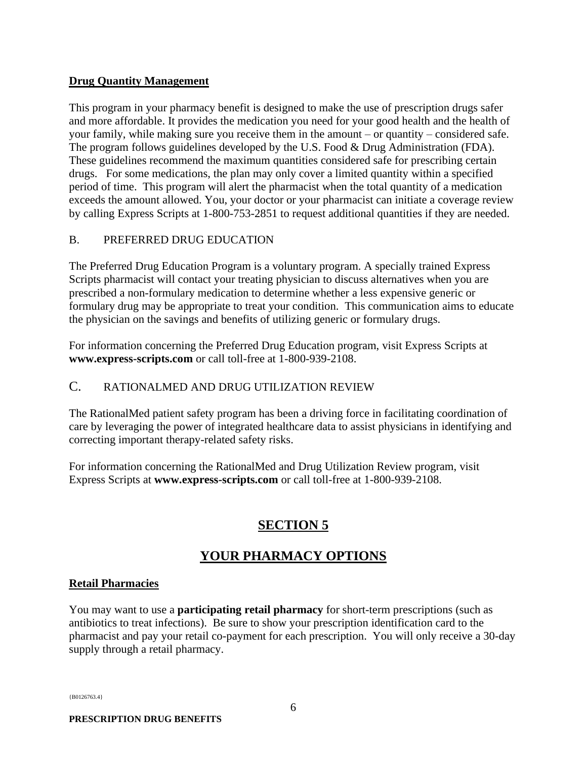**Drug Quantity Management**

This program in your pharmacy benefit is designed to make the use of prescription drugs safer and more affordable. It provides the medication you need for your good health and the health of your family, while making sure you receive them in the amount – or quantity – considered safe. The program follows guidelines developed by the U.S. Food & Drug Administration (FDA). These guidelines recommend the maximum quantities considered safe for prescribing certain drugs. For some medications, the plan may only cover a limited quantity within a specified period of time. This program will alert the pharmacist when the total quantity of a medication exceeds the amount allowed. You, your doctor or your pharmacist can initiate a coverage review by calling Express Scripts at 1-800-753-2851 to request additional quantities if they are needed.

B. PREFERRED DRUG EDUCATION

The Preferred Drug Education Program is a voluntary program. A specially trained Express Scripts pharmacist will contact your treating physician to discuss alternatives when you are prescribed a non-formulary medication to determine whether a less expensive generic or formulary drug may be appropriate to treat your condition. This communication aims to educate the physician on the savings and benefits of utilizing generic or formulary drugs.

For information concerning the Preferred Drug Education program, visit Express Scripts at **www.express-scripts.com** or call toll-free at 1-800-939-2108.

C. RATIONALMED AND DRUG UTILIZATION REVIEW

The RationalMed patient safety program has been a driving force in facilitating coordination of care by leveraging the power of integrated healthcare data to assist physicians in identifying and correcting important therapy-related safety risks.

For information concerning the RationalMed and Drug Utilization Review program, visit Express Scripts at **www.express-scripts.com** or call toll-free at 1-800-939-2108.

# SECTION 5

# YOUR PHARMACY OPTIONS

**Retail Pharmacies**

You may want to use a **participating retail pharmacy** for short-term prescriptions (such as antibiotics to treat infections). Be sure to show your prescription identification card to the pharmacist and pay your retail co-payment for each prescription. You will only receive a 30-day supply through a retail pharmacy.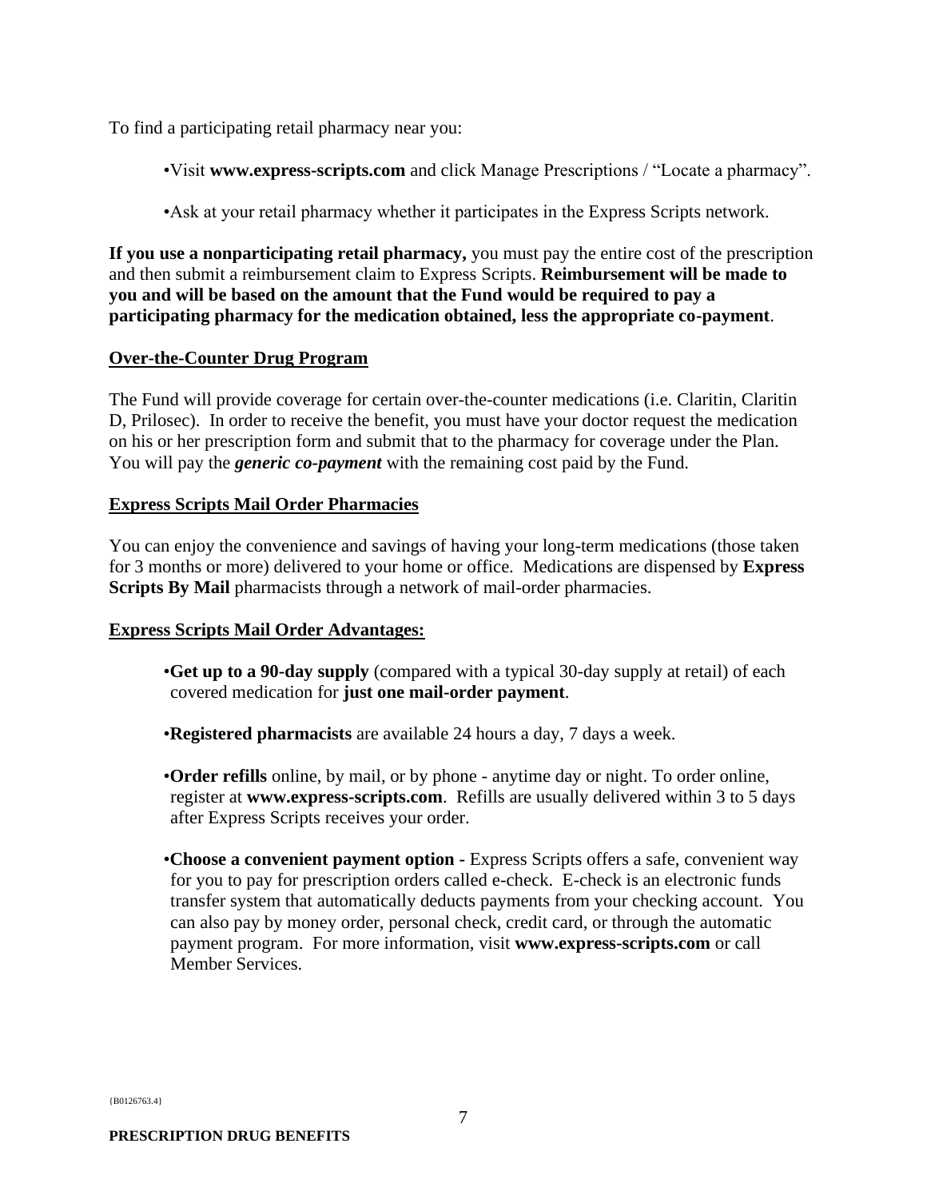To find a participating retail pharmacy near you:

- Visit **www.express-scripts.com** and click Manage Prescriptions / “Locate a pharmacy”.
- Ask at your retail pharmacy whether it participates in the Express Scripts network.

**If you use a nonparticipating retail pharmacy,** you must pay the entire cost of the prescription and then submit a reimbursement claim to Express Scripts. **Reimbursement will be made to you and will be based on the amount that the Fund would be required to pay a participating pharmacy for the medication obtained, less the appropriate co-payment**.

## Over-the-Counter Drug Program

The Fund will provide coverage for certain over-the-counter medications (i.e. Claritin, Claritin D, Prilosec). In order to receive the benefit, you must have your doctor request the medication on his or her prescription form and submit that to the pharmacy for coverage under the Plan. You will pay the ***generic co-payment*** with the remaining cost paid by the Fund.

## Express Scripts Mail Order Pharmacies

You can enjoy the convenience and savings of having your long-term medications (those taken for 3 months or more) delivered to your home or office. Medications are dispensed by **Express Scripts By Mail** pharmacists through a network of mail-order pharmacies.

## Express Scripts Mail Order Advantages:

- **Get up to a 90-day supply** (compared with a typical 30-day supply at retail) of each covered medication for **just one mail-order payment**.
- **Registered pharmacists** are available 24 hours a day, 7 days a week.
- **Order refills** online, by mail, or by phone - anytime day or night. To order online, register at **www.express-scripts.com**. Refills are usually delivered within 3 to 5 days after Express Scripts receives your order.
- **Choose a convenient payment option -** Express Scripts offers a safe, convenient way for you to pay for prescription orders called e-check. E-check is an electronic funds transfer system that automatically deducts payments from your checking account. You can also pay by money order, personal check, credit card, or through the automatic payment program. For more information, visit **www.express-scripts.com** or call Member Services.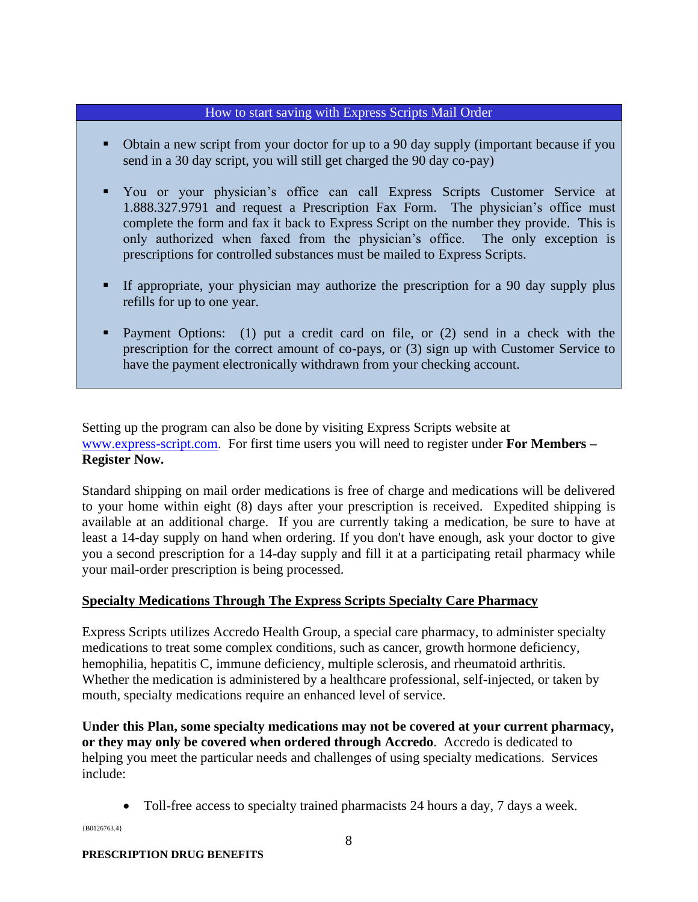### How to start saving with Express Scripts Mail Order

- Obtain a new script from your doctor for up to a 90 day supply (important because if you send in a 30 day script, you will still get charged the 90 day co-pay)
- You or your physician's office can call Express Scripts Customer Service at 1.888.327.9791 and request a Prescription Fax Form. The physician's office must complete the form and fax it back to Express Script on the number they provide. This is only authorized when faxed from the physician's office. The only exception is prescriptions for controlled substances must be mailed to Express Scripts.
- If appropriate, your physician may authorize the prescription for a 90 day supply plus refills for up to one year.
- Payment Options: (1) put a credit card on file, or (2) send in a check with the prescription for the correct amount of co-pays, or (3) sign up with Customer Service to have the payment electronically withdrawn from your checking account.

Setting up the program can also be done by visiting Express Scripts website at www.express-script.com. For first time users you will need to register under **For Members – Register Now.**

Standard shipping on mail order medications is free of charge and medications will be delivered to your home within eight (8) days after your prescription is received. Expedited shipping is available at an additional charge. If you are currently taking a medication, be sure to have at least a 14-day supply on hand when ordering. If you don't have enough, ask your doctor to give you a second prescription for a 14-day supply and fill it at a participating retail pharmacy while your mail-order prescription is being processed.

**Specialty Medications Through The Express Scripts Specialty Care Pharmacy**

Express Scripts utilizes Accredo Health Group, a special care pharmacy, to administer specialty medications to treat some complex conditions, such as cancer, growth hormone deficiency, hemophilia, hepatitis C, immune deficiency, multiple sclerosis, and rheumatoid arthritis. Whether the medication is administered by a healthcare professional, self-injected, or taken by mouth, specialty medications require an enhanced level of service.

**Under this Plan, some specialty medications may not be covered at your current pharmacy, or they may only be covered when ordered through Accredo**. Accredo is dedicated to helping you meet the particular needs and challenges of using specialty medications. Services include:

- Toll-free access to specialty trained pharmacists 24 hours a day, 7 days a week.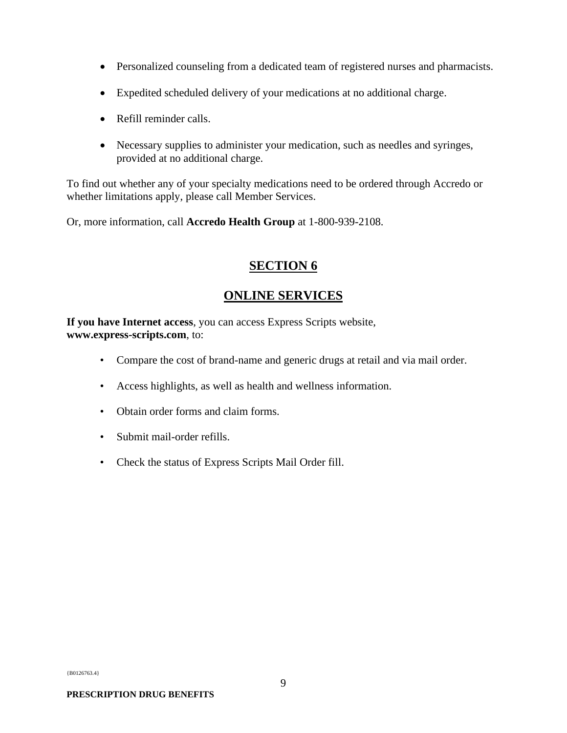- Personalized counseling from a dedicated team of registered nurses and pharmacists.
- Expedited scheduled delivery of your medications at no additional charge.
- Refill reminder calls.
- Necessary supplies to administer your medication, such as needles and syringes, provided at no additional charge.

To find out whether any of your specialty medications need to be ordered through Accredo or whether limitations apply, please call Member Services.

Or, more information, call **Accredo Health Group** at 1-800-939-2108.

# SECTION 6

# ONLINE SERVICES

**If you have Internet access**, you can access Express Scripts website, **www.express-scripts.com**, to:

- Compare the cost of brand-name and generic drugs at retail and via mail order.
- Access highlights, as well as health and wellness information.
- Obtain order forms and claim forms.
- Submit mail-order refills.
- Check the status of Express Scripts Mail Order fill.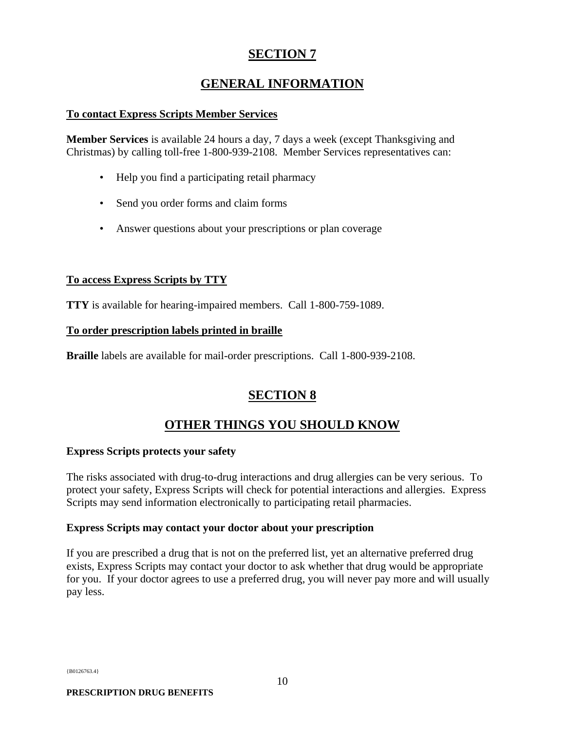# SECTION 7

# GENERAL INFORMATION

**To contact Express Scripts Member Services**

**Member Services** is available 24 hours a day, 7 days a week (except Thanksgiving and Christmas) by calling toll-free 1-800-939-2108. Member Services representatives can:

- Help you find a participating retail pharmacy
- Send you order forms and claim forms
- Answer questions about your prescriptions or plan coverage

**To access Express Scripts by TTY**

**TTY** is available for hearing-impaired members. Call 1-800-759-1089.

**To order prescription labels printed in braille**

**Braille** labels are available for mail-order prescriptions. Call 1-800-939-2108.

# SECTION 8

# OTHER THINGS YOU SHOULD KNOW

**Express Scripts protects your safety**

The risks associated with drug-to-drug interactions and drug allergies can be very serious. To protect your safety, Express Scripts will check for potential interactions and allergies. Express Scripts may send information electronically to participating retail pharmacies.

**Express Scripts may contact your doctor about your prescription**

If you are prescribed a drug that is not on the preferred list, yet an alternative preferred drug exists, Express Scripts may contact your doctor to ask whether that drug would be appropriate for you. If your doctor agrees to use a preferred drug, you will never pay more and will usually pay less.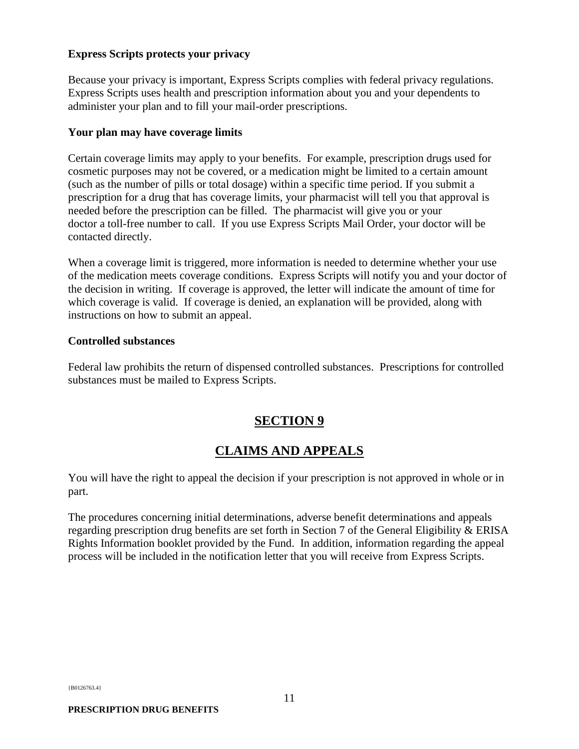**Express Scripts protects your privacy**

Because your privacy is important, Express Scripts complies with federal privacy regulations. Express Scripts uses health and prescription information about you and your dependents to administer your plan and to fill your mail-order prescriptions.

**Your plan may have coverage limits**

Certain coverage limits may apply to your benefits. For example, prescription drugs used for cosmetic purposes may not be covered, or a medication might be limited to a certain amount (such as the number of pills or total dosage) within a specific time period. If you submit a prescription for a drug that has coverage limits, your pharmacist will tell you that approval is needed before the prescription can be filled. The pharmacist will give you or your doctor a toll-free number to call. If you use Express Scripts Mail Order, your doctor will be contacted directly.

When a coverage limit is triggered, more information is needed to determine whether your use of the medication meets coverage conditions. Express Scripts will notify you and your doctor of the decision in writing. If coverage is approved, the letter will indicate the amount of time for which coverage is valid. If coverage is denied, an explanation will be provided, along with instructions on how to submit an appeal.

**Controlled substances**

Federal law prohibits the return of dispensed controlled substances. Prescriptions for controlled substances must be mailed to Express Scripts.

# SECTION 9

# CLAIMS AND APPEALS

You will have the right to appeal the decision if your prescription is not approved in whole or in part.

The procedures concerning initial determinations, adverse benefit determinations and appeals regarding prescription drug benefits are set forth in Section 7 of the General Eligibility & ERISA Rights Information booklet provided by the Fund. In addition, information regarding the appeal process will be included in the notification letter that you will receive from Express Scripts.